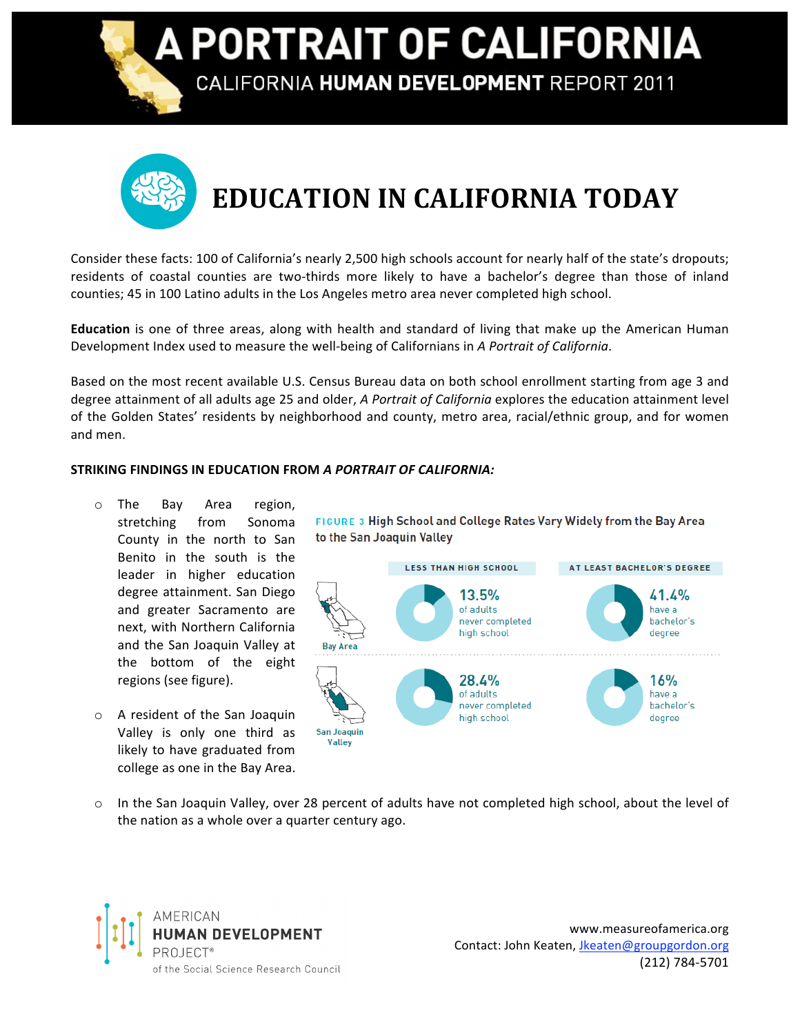# A PORTRAIT OF CALIFORNIA

CALIFORNIA **HUMAN DEVELOPMENT** REPORT 2011

## EDUCATION IN CALIFORNIA TODAY

Consider these facts: 100 of California's nearly 2,500 high schools account for nearly half of the state's dropouts; residents of coastal counties are two-thirds more likely to have a bachelor's degree than those of inland counties; 45 in 100 Latino adults in the Los Angeles metro area never completed high school.

**Education** is one of three areas, along with health and standard of living that make up the American Human Development Index used to measure the well-being of Californians in *A Portrait of California*.

Based on the most recent available U.S. Census Bureau data on both school enrollment starting from age 3 and degree attainment of all adults age 25 and older, *A Portrait of California* explores the education attainment level of the Golden States' residents by neighborhood and county, metro area, racial/ethnic group, and for women and men.

**STRIKING FINDINGS IN EDUCATION FROM *A PORTRAIT OF CALIFORNIA:***

- The Bay Area region, stretching from Sonoma County in the north to San Benito in the south is the leader in higher education degree attainment. San Diego and greater Sacramento are next, with Northern California and the San Joaquin Valley at the bottom of the eight regions (see figure).
- A resident of the San Joaquin Valley is only one third as likely to have graduated from college as one in the Bay Area.

FIGURE 3 High School and College Rates Vary Widely from the Bay Area to the San Joaquin Valley

| | LESS THAN HIGH SCHOOL | AT LEAST BACHELOR'S DEGREE |
|---|---|---|
| Bay Area | 13.5% of adults never completed high school | 41.4% have a bachelor's degree |
| San Joaquin Valley | 28.4% of adults never completed high school | 16% have a bachelor's degree |

- In the San Joaquin Valley, over 28 percent of adults have not completed high school, about the level of the nation as a whole over a quarter century ago.

AMERICAN **HUMAN DEVELOPMENT** PROJECT®
of the Social Science Research Council

www.measureofamerica.org
Contact: John Keaten, Jkeaten@groupgordon.org
(212) 784-5701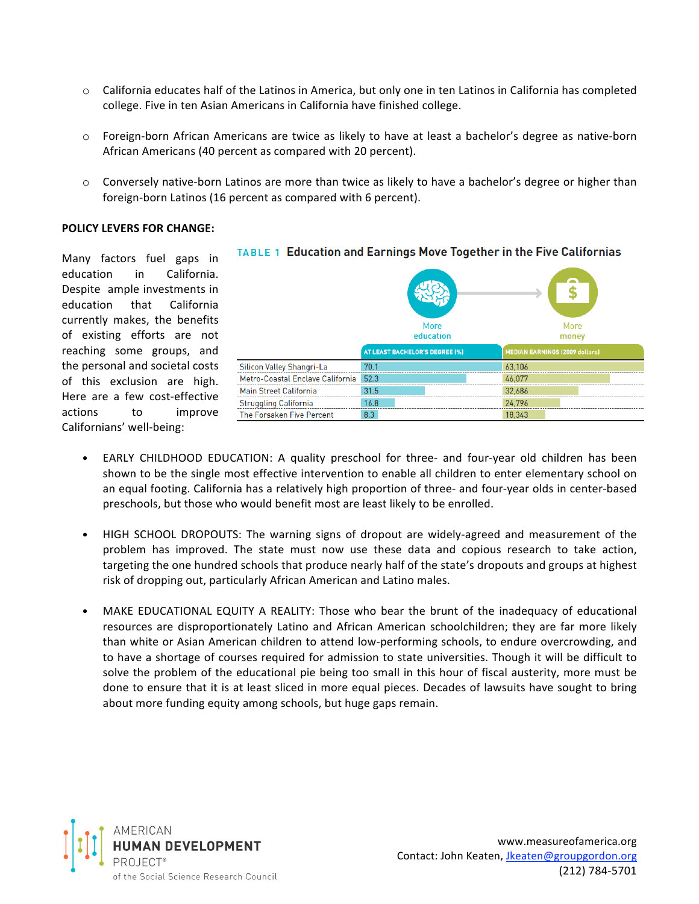- California educates half of the Latinos in America, but only one in ten Latinos in California has completed college. Five in ten Asian Americans in California have finished college.

- Foreign-born African Americans are twice as likely to have at least a bachelor's degree as native-born African Americans (40 percent as compared with 20 percent).

- Conversely native-born Latinos are more than twice as likely to have a bachelor's degree or higher than foreign-born Latinos (16 percent as compared with 6 percent).

**POLICY LEVERS FOR CHANGE:**

Many factors fuel gaps in education in California. Despite ample investments in education that California currently makes, the benefits of existing efforts are not reaching some groups, and the personal and societal costs of this exclusion are high. Here are a few cost-effective actions to improve Californians' well-being:

**TABLE 1 Education and Earnings Move Together in the Five Californias**

More education → More money

| | AT LEAST BACHELOR'S DEGREE (%) | MEDIAN EARNINGS (2009 dollars) |
|---|---|---|
| Silicon Valley Shangri-La | 70.1 | 63,106 |
| Metro-Coastal Enclave California | 52.3 | 46,077 |
| Main Street California | 31.5 | 32,686 |
| Struggling California | 16.8 | 24,796 |
| The Forsaken Five Percent | 8.3 | 18,343 |

- EARLY CHILDHOOD EDUCATION: A quality preschool for three- and four-year old children has been shown to be the single most effective intervention to enable all children to enter elementary school on an equal footing. California has a relatively high proportion of three- and four-year olds in center-based preschools, but those who would benefit most are least likely to be enrolled.

- HIGH SCHOOL DROPOUTS: The warning signs of dropout are widely-agreed and measurement of the problem has improved. The state must now use these data and copious research to take action, targeting the one hundred schools that produce nearly half of the state's dropouts and groups at highest risk of dropping out, particularly African American and Latino males.

- MAKE EDUCATIONAL EQUITY A REALITY: Those who bear the brunt of the inadequacy of educational resources are disproportionately Latino and African American schoolchildren; they are far more likely than white or Asian American children to attend low-performing schools, to endure overcrowding, and to have a shortage of courses required for admission to state universities. Though it will be difficult to solve the problem of the educational pie being too small in this hour of fiscal austerity, more must be done to ensure that it is at least sliced in more equal pieces. Decades of lawsuits have sought to bring about more funding equity among schools, but huge gaps remain.

AMERICAN **HUMAN DEVELOPMENT** PROJECT®
of the Social Science Research Council

www.measureofamerica.org
Contact: John Keaten, Jkeaten@groupgordon.org
(212) 784-5701